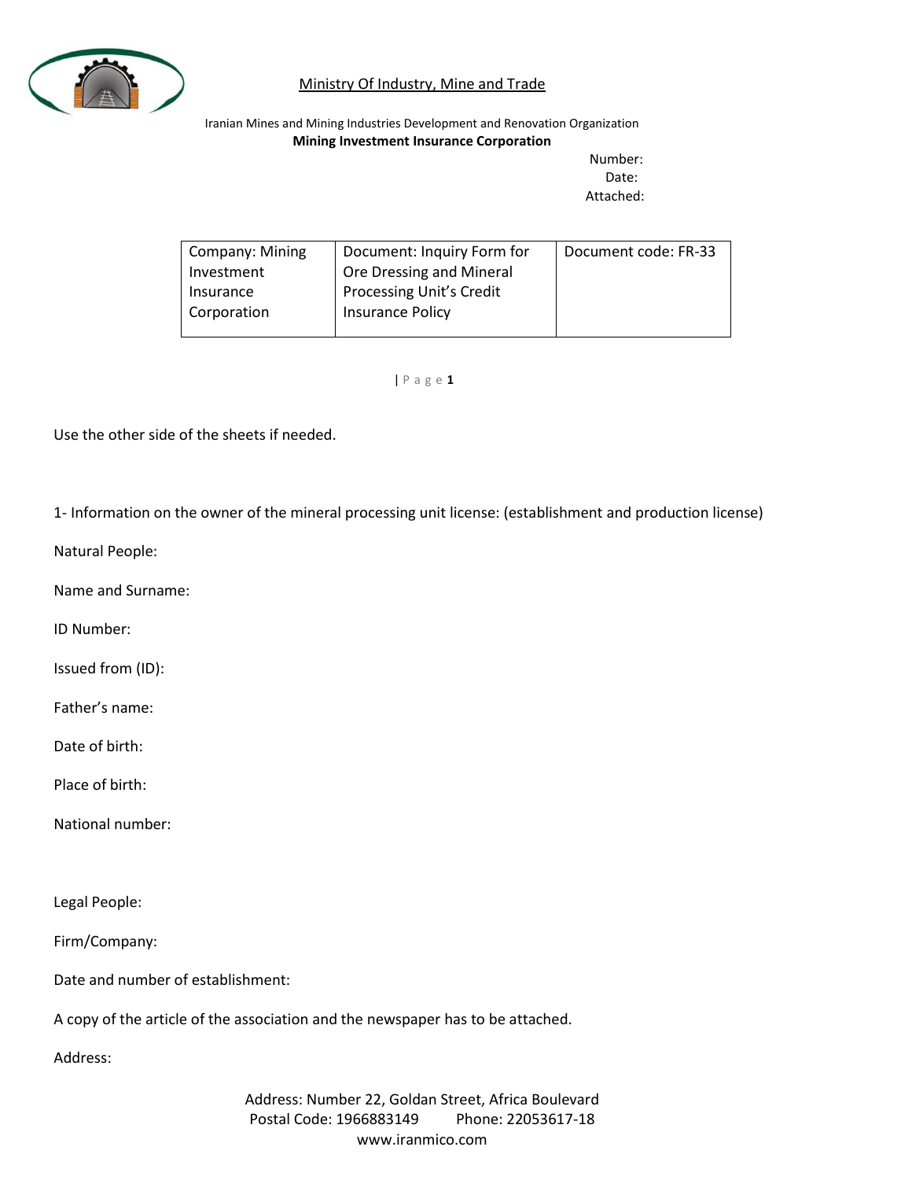Ministry Of Industry, Mine and Trade

Iranian Mines and Mining Industries Development and Renovation Organization

**Mining Investment Insurance Corporation**

Number:

Date:

Attached:

| Company: Mining Investment Insurance Corporation | Document: Inquiry Form for Ore Dressing and Mineral Processing Unit's Credit Insurance Policy | Document code: FR-33 |
|---|---|---|

Use the other side of the sheets if needed.

1- Information on the owner of the mineral processing unit license: (establishment and production license)

Natural People:

Name and Surname:

ID Number:

Issued from (ID):

Father's name:

Date of birth:

Place of birth:

National number:

Legal People:

Firm/Company:

Date and number of establishment:

A copy of the article of the association and the newspaper has to be attached.

Address:

Address: Number 22, Goldan Street, Africa Boulevard
Postal Code: 1966883149 Phone: 22053617-18
www.iranmico.com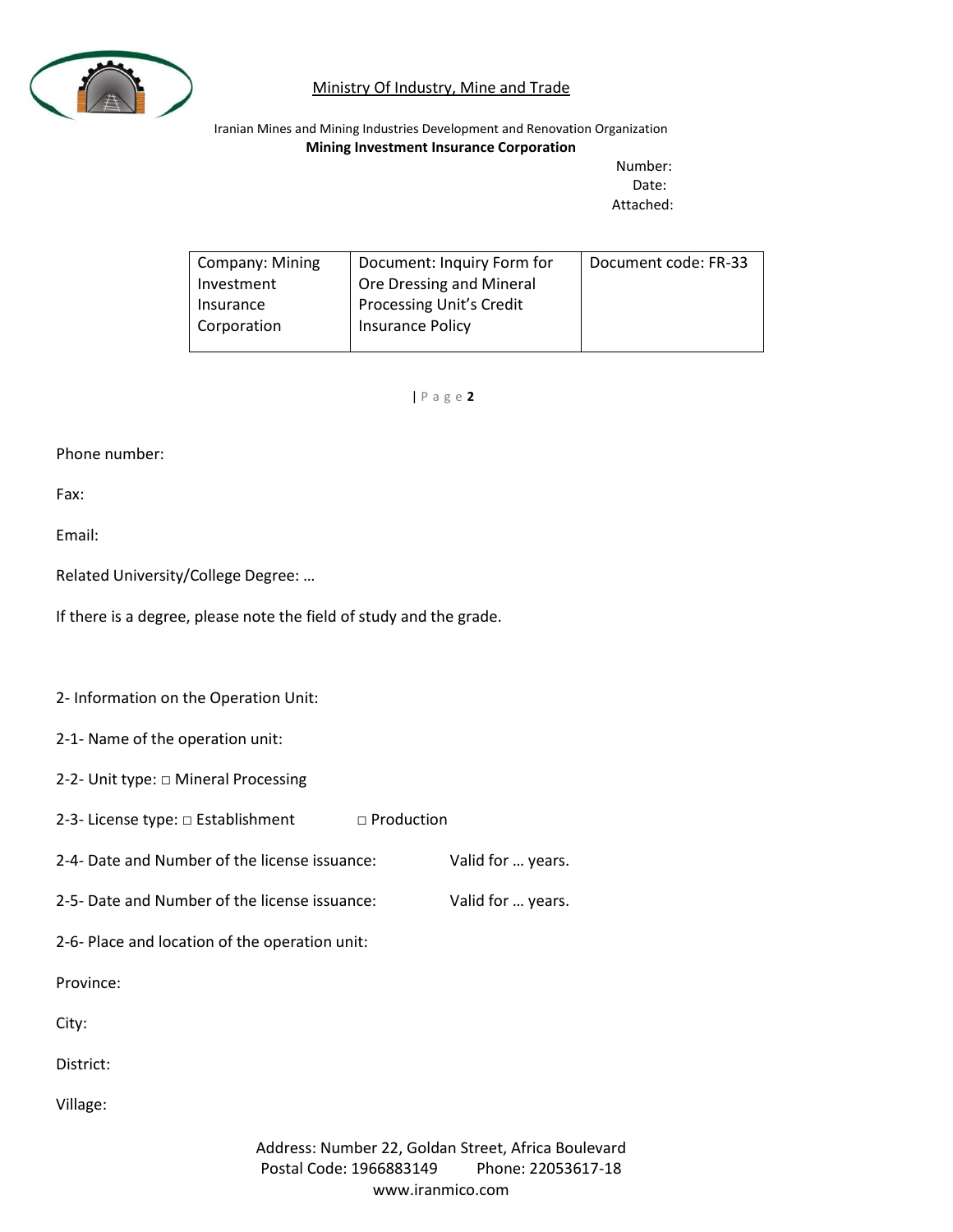Phone number:

Fax:

Email:

Related University/College Degree: …

If there is a degree, please note the field of study and the grade.

2- Information on the Operation Unit:

2-1- Name of the operation unit:

2-2- Unit type: □ Mineral Processing

2-3- License type: □ Establishment □ Production

2-4- Date and Number of the license issuance: Valid for … years.

2-5- Date and Number of the license issuance: Valid for … years.

2-6- Place and location of the operation unit:

Province:

City:

District:

Village: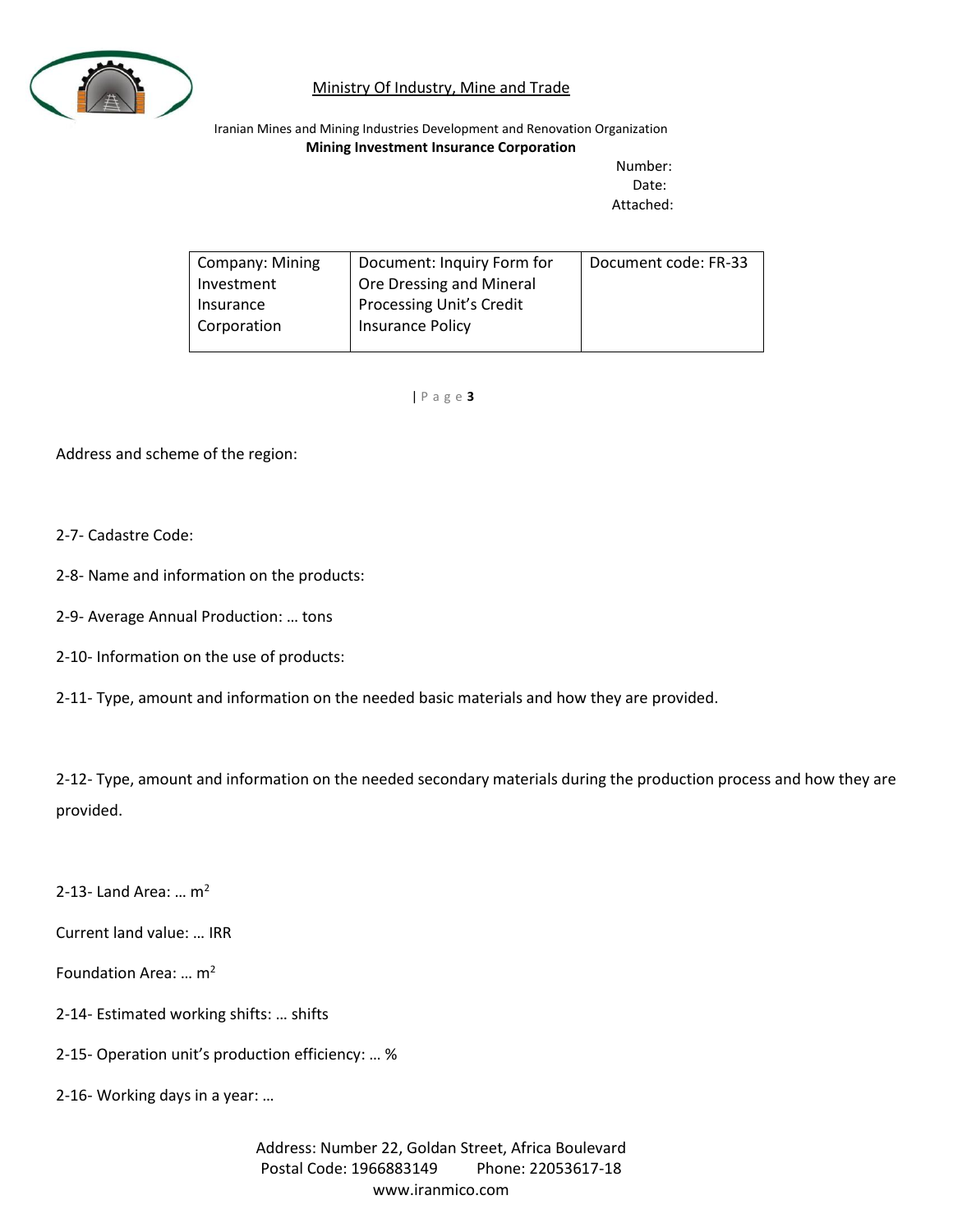Address and scheme of the region:

2-7- Cadastre Code:

2-8- Name and information on the products:

2-9- Average Annual Production: … tons

2-10- Information on the use of products:

2-11- Type, amount and information on the needed basic materials and how they are provided.

2-12- Type, amount and information on the needed secondary materials during the production process and how they are provided.

2-13- Land Area: … $m^2$

Current land value: … IRR

Foundation Area: … $m^2$

2-14- Estimated working shifts: … shifts

2-15- Operation unit's production efficiency: … %

2-16- Working days in a year: …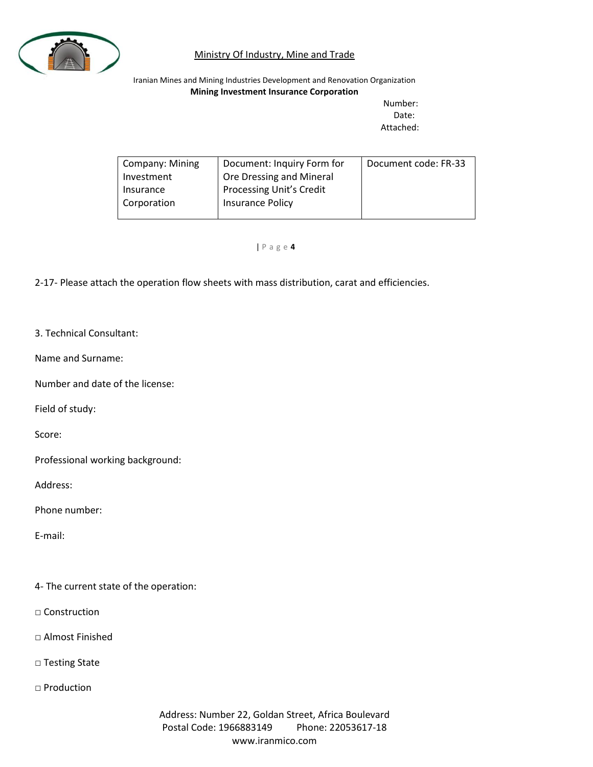2-17- Please attach the operation flow sheets with mass distribution, carat and efficiencies.

3. Technical Consultant:

Name and Surname:

Number and date of the license:

Field of study:

Score:

Professional working background:

Address:

Phone number:

E-mail:

4- The current state of the operation:

□ Construction

□ Almost Finished

□ Testing State

□ Production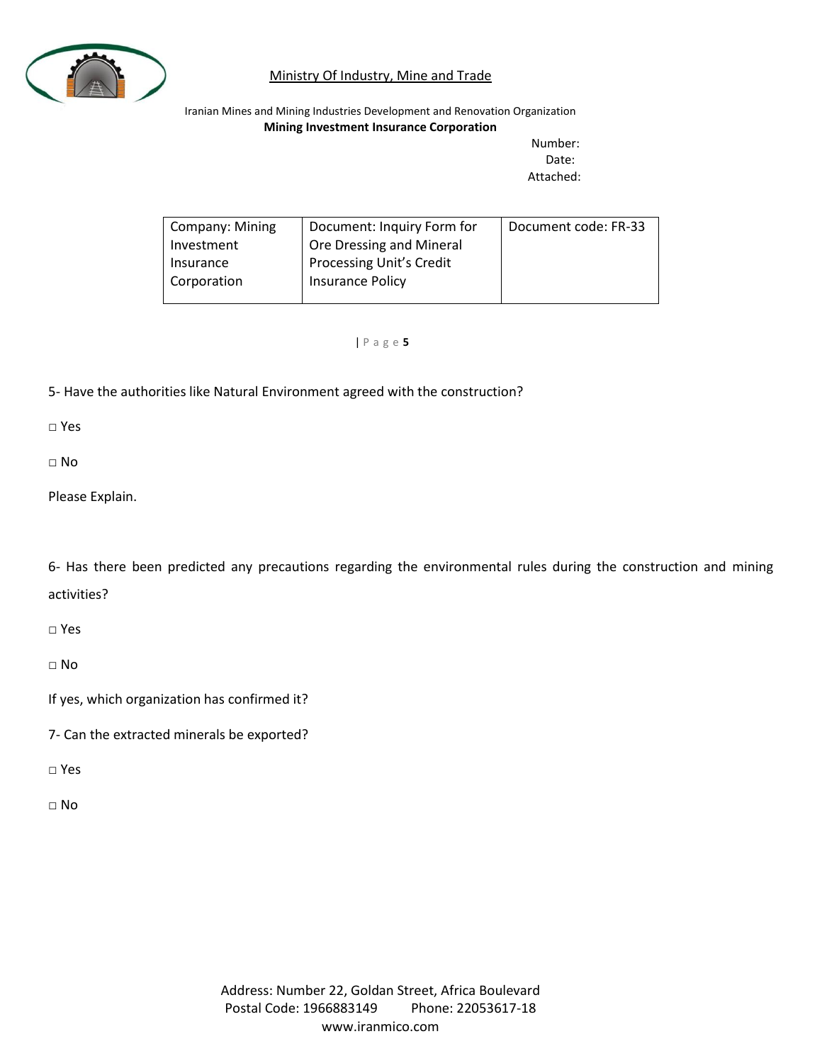5- Have the authorities like Natural Environment agreed with the construction?

□ Yes

□ No

Please Explain.

6- Has there been predicted any precautions regarding the environmental rules during the construction and mining activities?

□ Yes

□ No

If yes, which organization has confirmed it?

7- Can the extracted minerals be exported?

□ Yes

□ No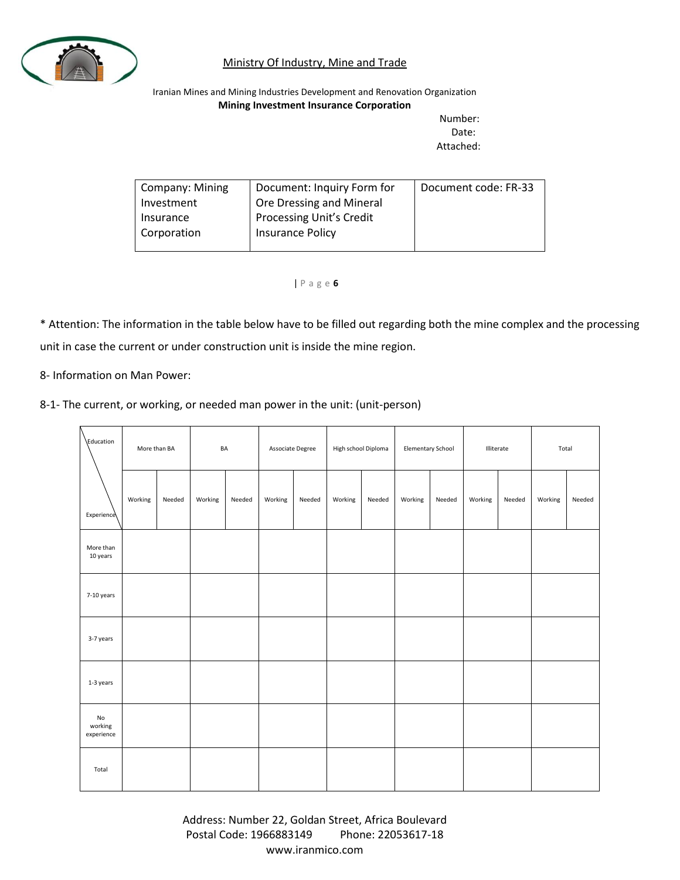Ministry Of Industry, Mine and Trade

Iranian Mines and Mining Industries Development and Renovation Organization

**Mining Investment Insurance Corporation**

Number:

Date:

Attached:

| Company: Mining Investment Insurance Corporation | Document: Inquiry Form for Ore Dressing and Mineral Processing Unit's Credit Insurance Policy | Document code: FR-33 |
|---|---|---|

* Attention: The information in the table below have to be filled out regarding both the mine complex and the processing unit in case the current or under construction unit is inside the mine region.

8- Information on Man Power:

8-1- The current, or working, or needed man power in the unit: (unit-person)

| Education / Experience | More than BA | | BA | | Associate Degree | | High school Diploma | | Elementary School | | Illiterate | | Total | |
|---|---|---|---|---|---|---|---|---|---|---|---|---|---|---|
| | Working | Needed | Working | Needed | Working | Needed | Working | Needed | Working | Needed | Working | Needed | Working | Needed |
| More than 10 years | | | | | | | | | | | | | | |
| 7-10 years | | | | | | | | | | | | | | |
| 3-7 years | | | | | | | | | | | | | | |
| 1-3 years | | | | | | | | | | | | | | |
| No working experience | | | | | | | | | | | | | | |
| Total | | | | | | | | | | | | | | |

Address: Number 22, Goldan Street, Africa Boulevard

Postal Code: 1966883149 Phone: 22053617-18

www.iranmico.com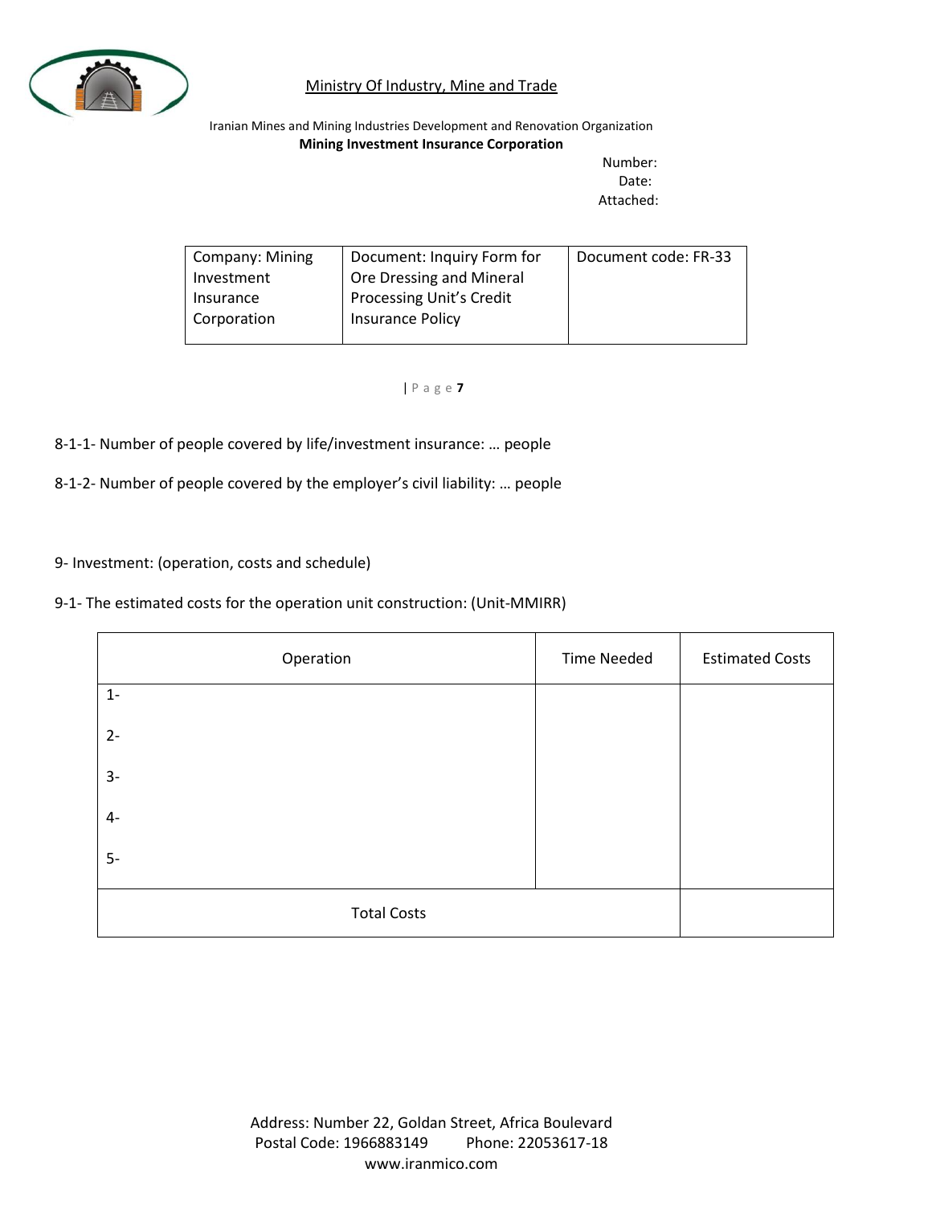8-1-1- Number of people covered by life/investment insurance: … people

8-1-2- Number of people covered by the employer's civil liability: … people

9- Investment: (operation, costs and schedule)

9-1- The estimated costs for the operation unit construction: (Unit-MMIRR)

| Operation | Time Needed | Estimated Costs |
|---|---|---|
| 1- | | |
| 2- | | |
| 3- | | |
| 4- | | |
| 5- | | |
| Total Costs | | |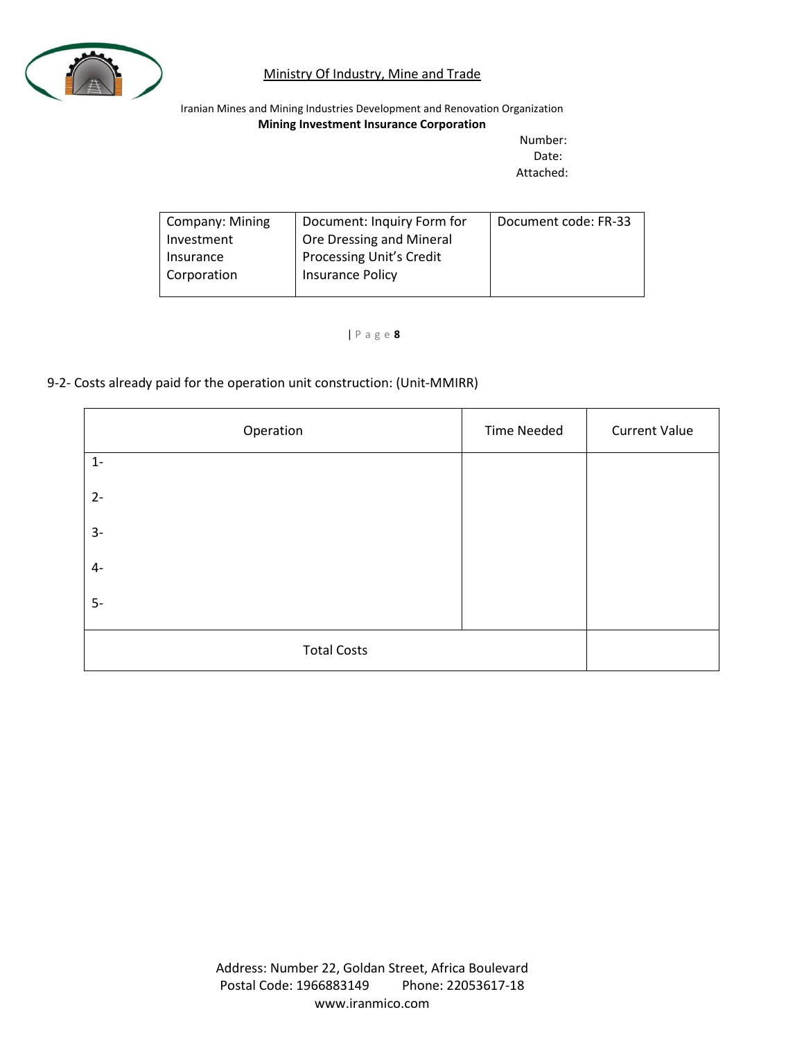9-2- Costs already paid for the operation unit construction: (Unit-MMIRR)

| Operation | Time Needed | Current Value |
|---|---|---|
| 1- | | |
| 2- | | |
| 3- | | |
| 4- | | |
| 5- | | |
| Total Costs | | |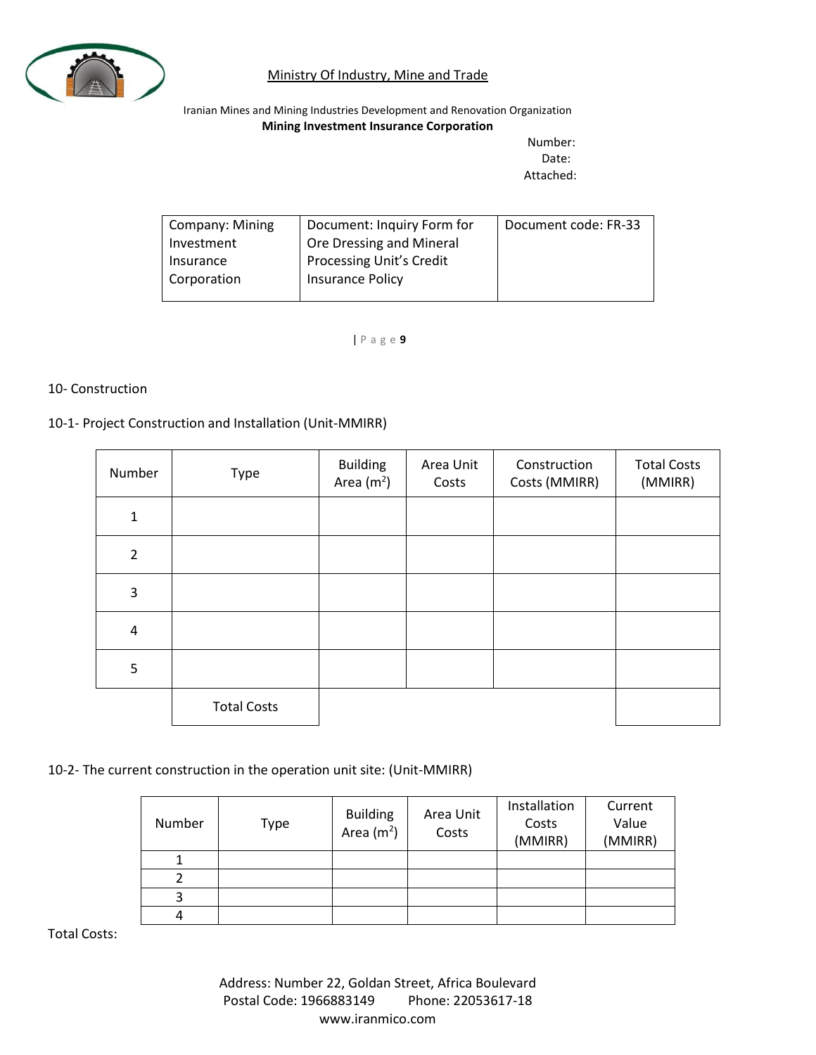## 10- Construction

### 10-1- Project Construction and Installation (Unit-MMIRR)

| Number | Type | Building Area ($m^2$) | Area Unit Costs | Construction Costs (MMIRR) | Total Costs (MMIRR) |
|---|---|---|---|---|---|
| 1 | | | | | |
| 2 | | | | | |
| 3 | | | | | |
| 4 | | | | | |
| 5 | | | | | |
| | Total Costs | | | | |

### 10-2- The current construction in the operation unit site: (Unit-MMIRR)

| Number | Type | Building Area ($m^2$) | Area Unit Costs | Installation Costs (MMIRR) | Current Value (MMIRR) |
|---|---|---|---|---|---|
| 1 | | | | | |
| 2 | | | | | |
| 3 | | | | | |
| 4 | | | | | |

Total Costs: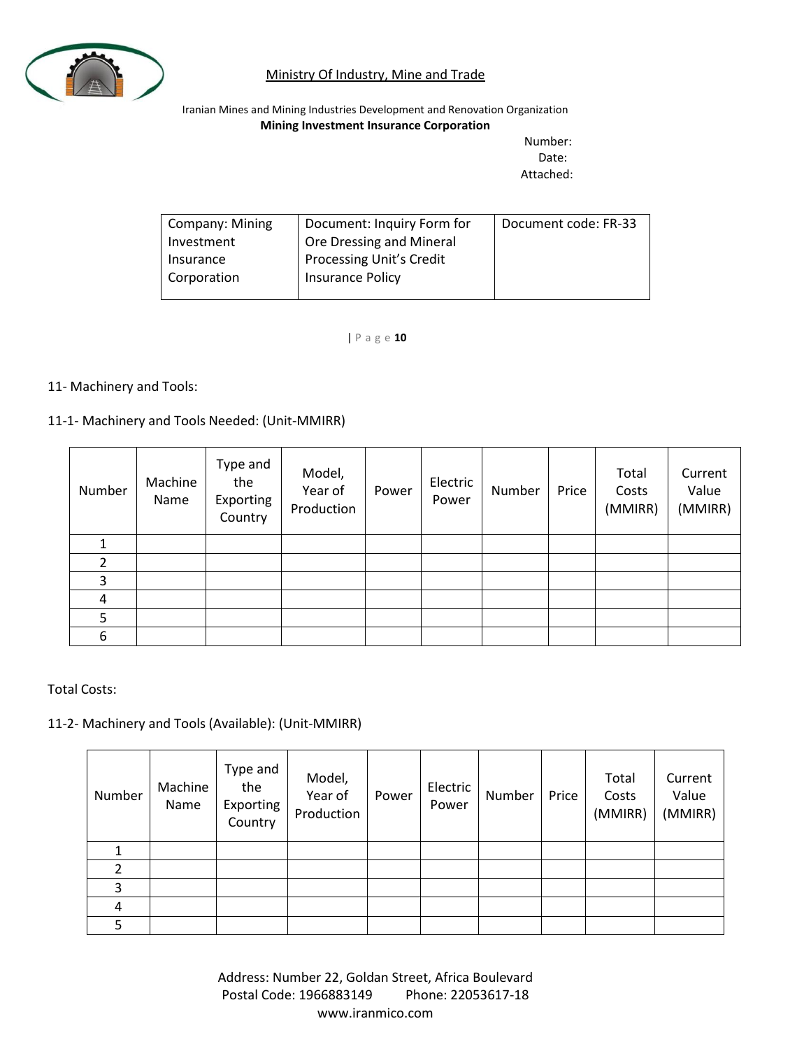11- Machinery and Tools:

11-1- Machinery and Tools Needed: (Unit-MMIRR)

| Number | Machine Name | Type and the Exporting Country | Model, Year of Production | Power | Electric Power | Number | Price | Total Costs (MMIRR) | Current Value (MMIRR) |
|---|---|---|---|---|---|---|---|---|---|
| 1 | | | | | | | | | |
| 2 | | | | | | | | | |
| 3 | | | | | | | | | |
| 4 | | | | | | | | | |
| 5 | | | | | | | | | |
| 6 | | | | | | | | | |

Total Costs:

11-2- Machinery and Tools (Available): (Unit-MMIRR)

| Number | Machine Name | Type and the Exporting Country | Model, Year of Production | Power | Electric Power | Number | Price | Total Costs (MMIRR) | Current Value (MMIRR) |
|---|---|---|---|---|---|---|---|---|---|
| 1 | | | | | | | | | |
| 2 | | | | | | | | | |
| 3 | | | | | | | | | |
| 4 | | | | | | | | | |
| 5 | | | | | | | | | |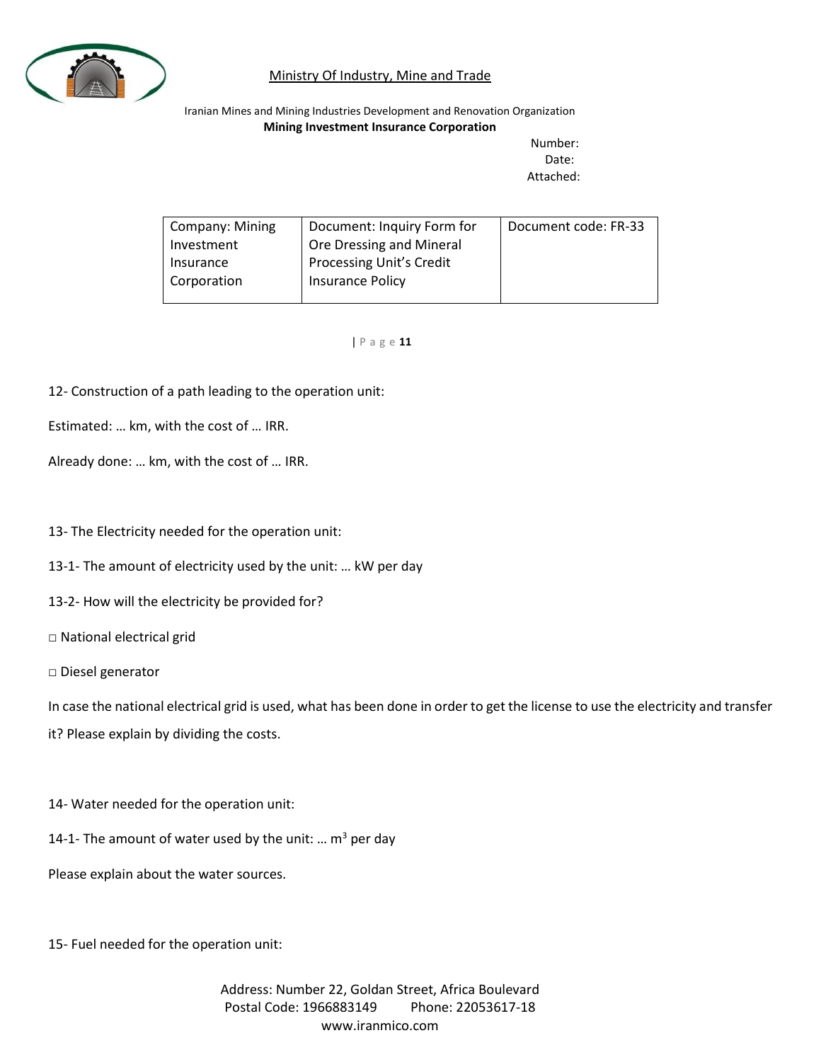12- Construction of a path leading to the operation unit:

Estimated: … km, with the cost of … IRR.

Already done: … km, with the cost of … IRR.

13- The Electricity needed for the operation unit:

13-1- The amount of electricity used by the unit: … kW per day

13-2- How will the electricity be provided for?

□ National electrical grid

□ Diesel generator

In case the national electrical grid is used, what has been done in order to get the license to use the electricity and transfer it? Please explain by dividing the costs.

14- Water needed for the operation unit:

14-1- The amount of water used by the unit: … $m^3$ per day

Please explain about the water sources.

15- Fuel needed for the operation unit: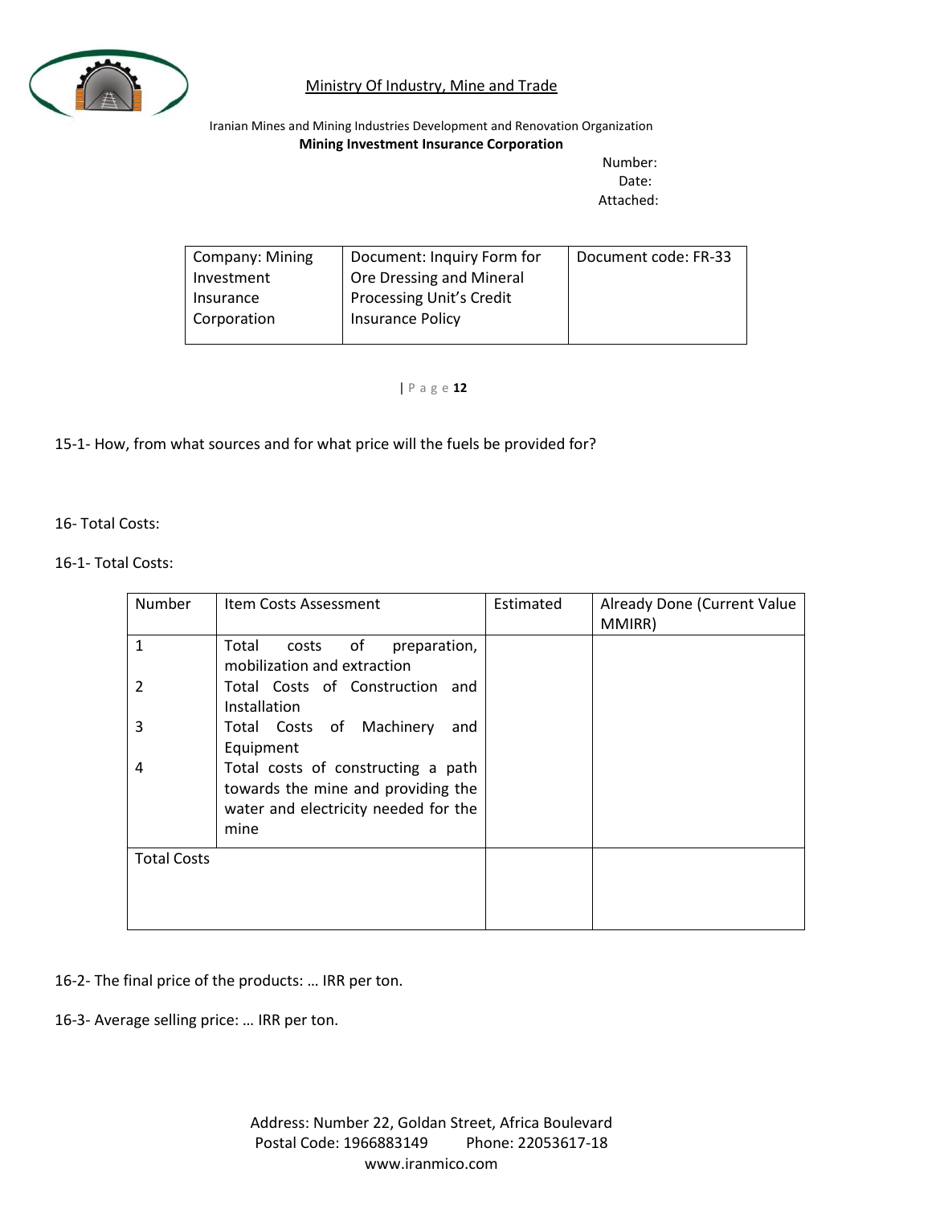15-1- How, from what sources and for what price will the fuels be provided for?

16- Total Costs:

16-1- Total Costs:

| Number | Item Costs Assessment | Estimated | Already Done (Current Value MMIRR) |
|---|---|---|---|
| 1 | Total costs of preparation, mobilization and extraction | | |
| 2 | Total Costs of Construction and Installation | | |
| 3 | Total Costs of Machinery and Equipment | | |
| 4 | Total costs of constructing a path towards the mine and providing the water and electricity needed for the mine | | |
| Total Costs | | | |

16-2- The final price of the products: … IRR per ton.

16-3- Average selling price: … IRR per ton.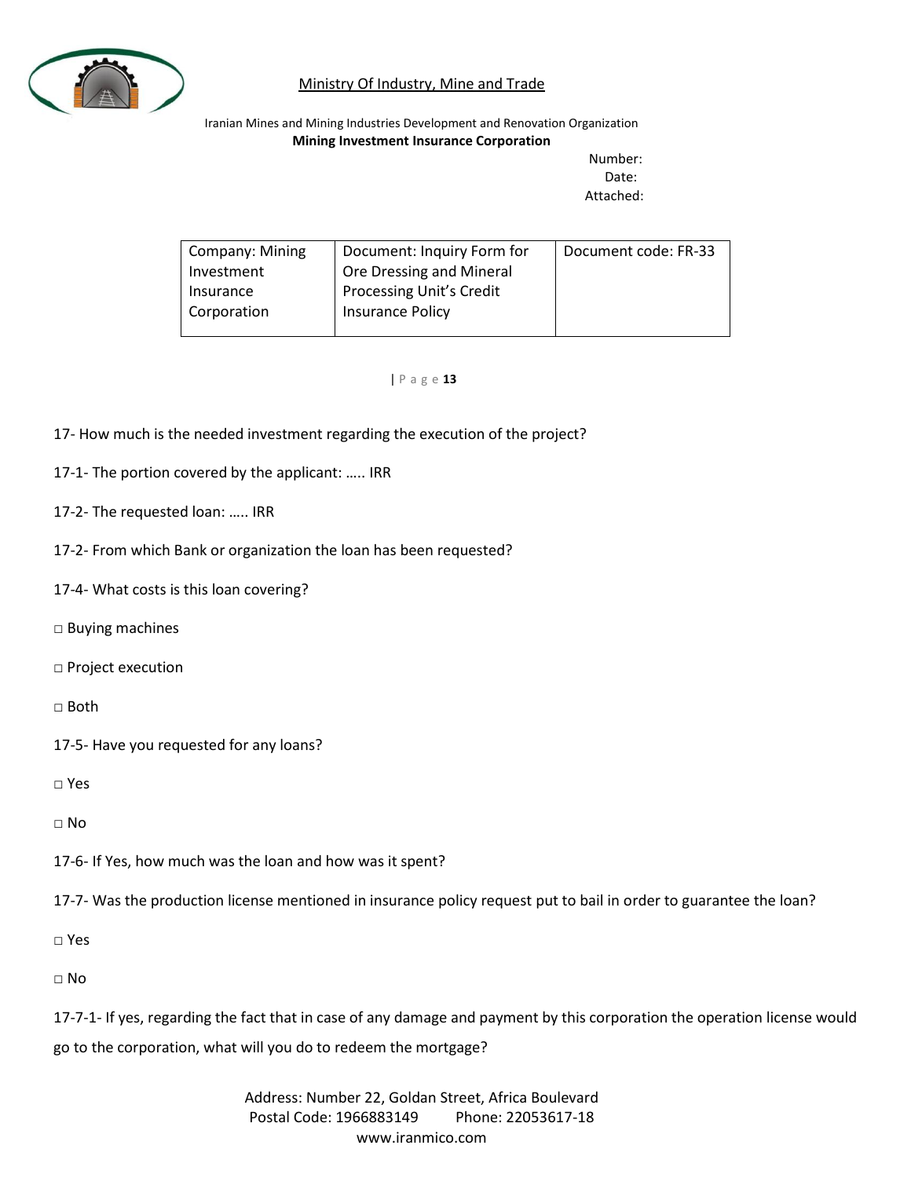17- How much is the needed investment regarding the execution of the project?

17-1- The portion covered by the applicant: ….. IRR

17-2- The requested loan: ….. IRR

17-2- From which Bank or organization the loan has been requested?

17-4- What costs is this loan covering?

□ Buying machines

□ Project execution

□ Both

17-5- Have you requested for any loans?

□ Yes

□ No

17-6- If Yes, how much was the loan and how was it spent?

17-7- Was the production license mentioned in insurance policy request put to bail in order to guarantee the loan?

□ Yes

□ No

17-7-1- If yes, regarding the fact that in case of any damage and payment by this corporation the operation license would go to the corporation, what will you do to redeem the mortgage?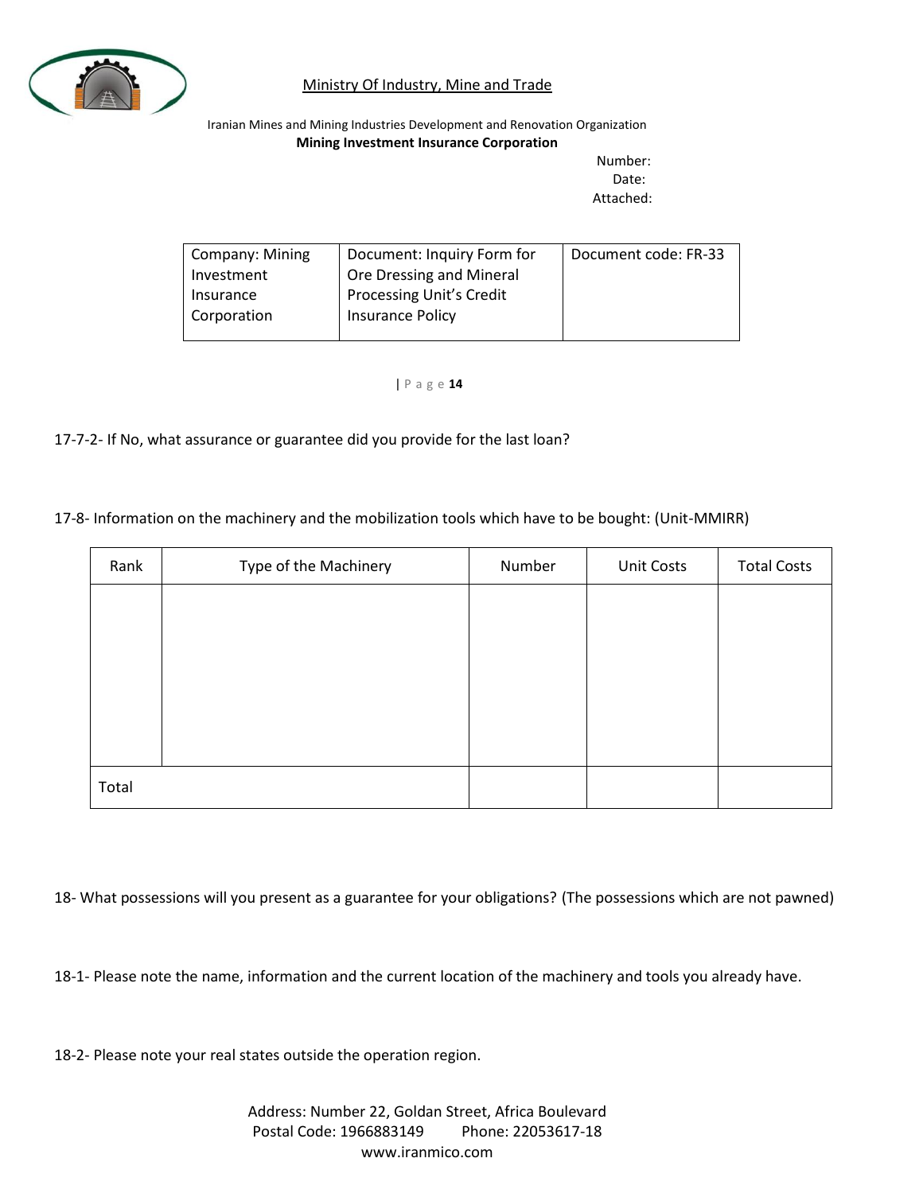17-7-2- If No, what assurance or guarantee did you provide for the last loan?

17-8- Information on the machinery and the mobilization tools which have to be bought: (Unit-MMIRR)

| Rank | Type of the Machinery | Number | Unit Costs | Total Costs |
|---|---|---|---|---|
| | | | | |
| Total | | | | |

18- What possessions will you present as a guarantee for your obligations? (The possessions which are not pawned)

18-1- Please note the name, information and the current location of the machinery and tools you already have.

18-2- Please note your real states outside the operation region.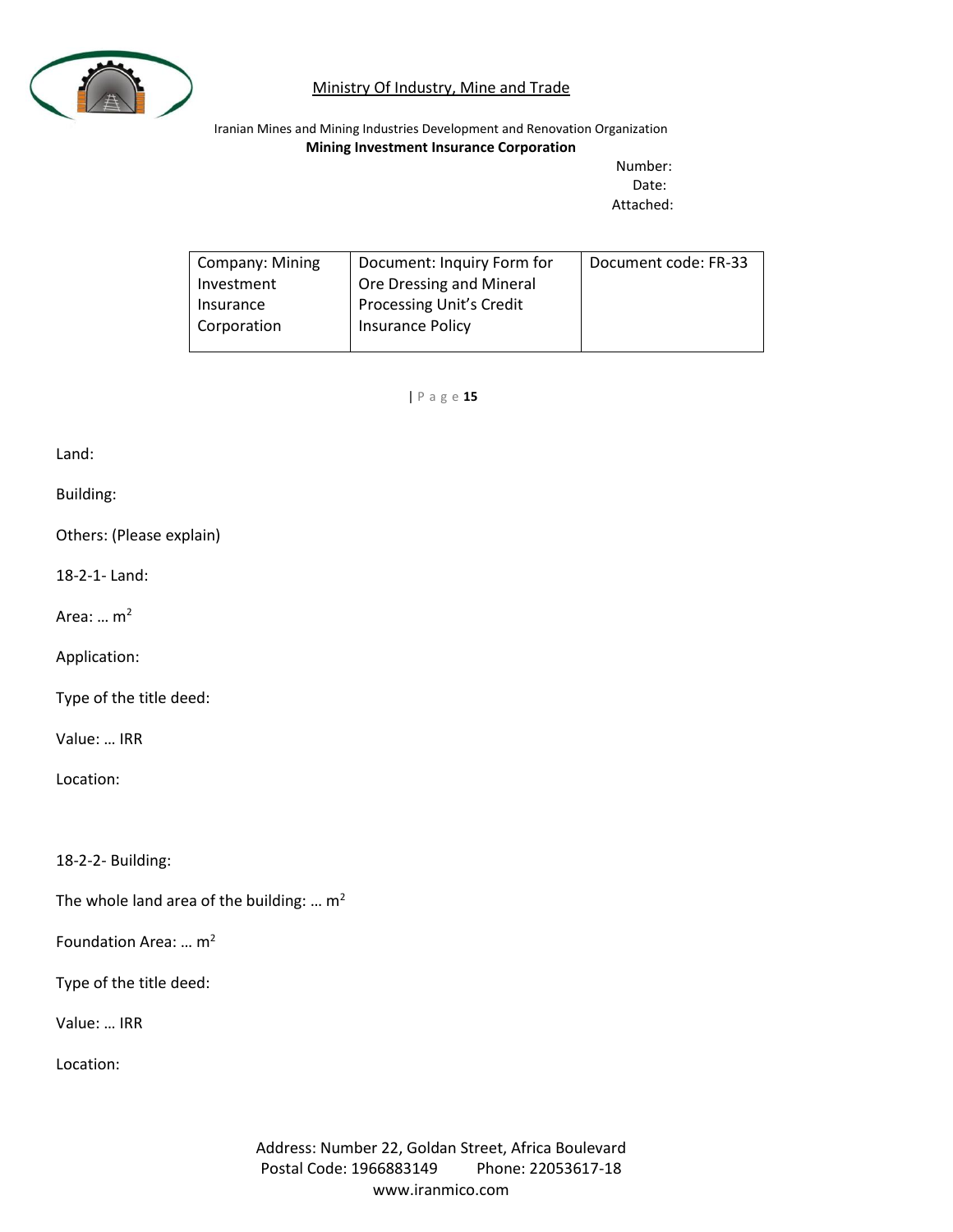Land:

Building:

Others: (Please explain)

18-2-1- Land:

Area: … $m^2$

Application:

Type of the title deed:

Value: … IRR

Location:

18-2-2- Building:

The whole land area of the building: … $m^2$

Foundation Area: … $m^2$

Type of the title deed:

Value: … IRR

Location: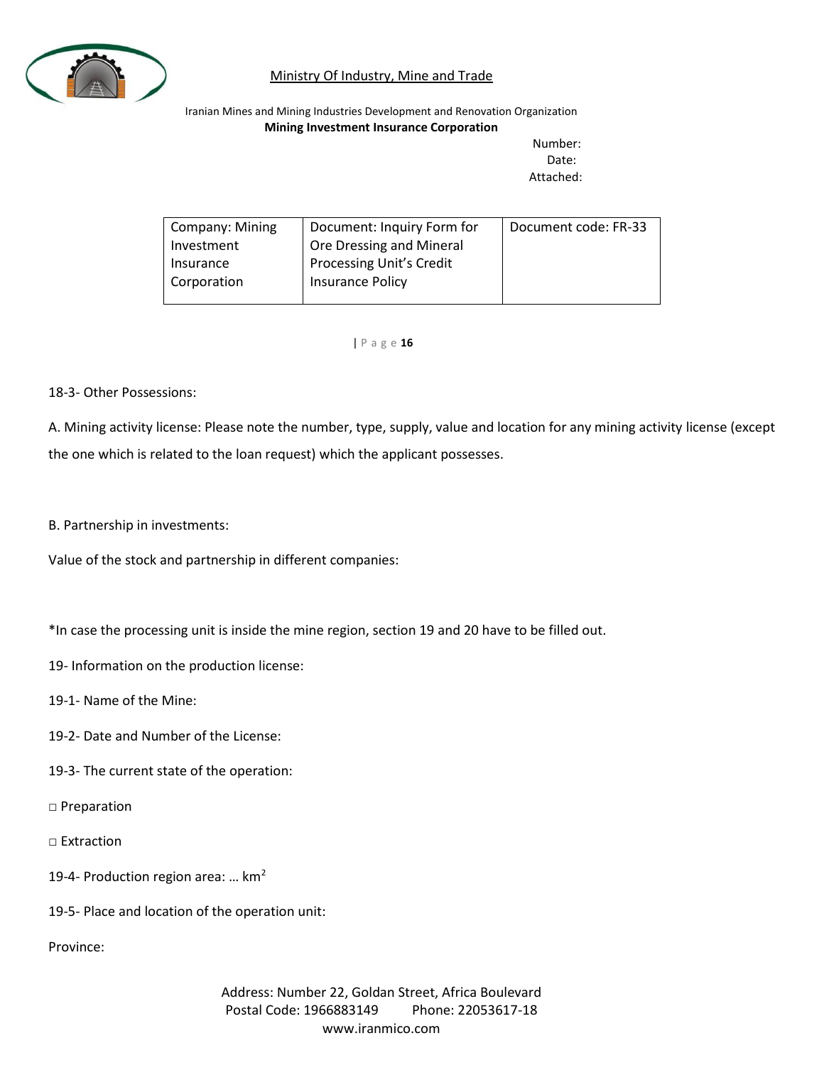18-3- Other Possessions:

A. Mining activity license: Please note the number, type, supply, value and location for any mining activity license (except the one which is related to the loan request) which the applicant possesses.

B. Partnership in investments:

Value of the stock and partnership in different companies:

*In case the processing unit is inside the mine region, section 19 and 20 have to be filled out.

19- Information on the production license:

19-1- Name of the Mine:

19-2- Date and Number of the License:

19-3- The current state of the operation:

□ Preparation

□ Extraction

19-4- Production region area: … $km^2$

19-5- Place and location of the operation unit:

Province: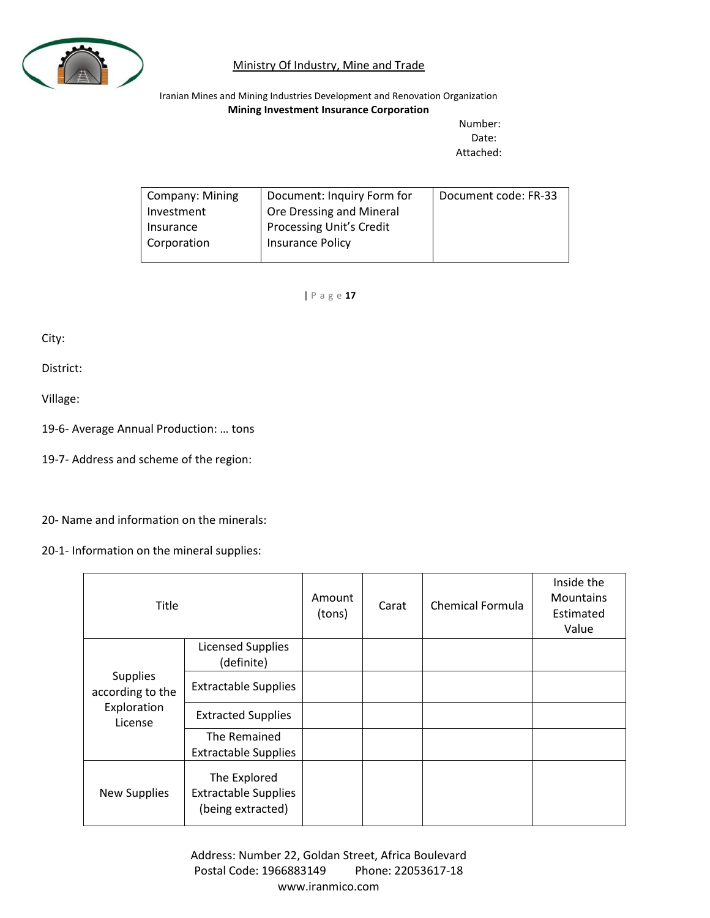City:

District:

Village:

19-6- Average Annual Production: … tons

19-7- Address and scheme of the region:

20- Name and information on the minerals:

20-1- Information on the mineral supplies:

| Title | | Amount (tons) | Carat | Chemical Formula | Inside the Mountains Estimated Value |
|---|---|---|---|---|---|
| Supplies according to the Exploration License | Licensed Supplies (definite) | | | | |
| | Extractable Supplies | | | | |
| | Extracted Supplies | | | | |
| | The Remained Extractable Supplies | | | | |
| New Supplies | The Explored Extractable Supplies (being extracted) | | | | |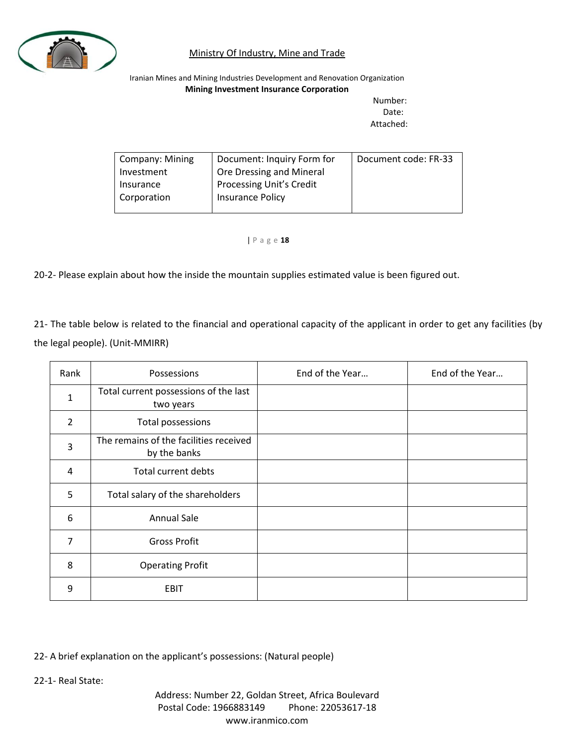20-2- Please explain about how the inside the mountain supplies estimated value is been figured out.

21- The table below is related to the financial and operational capacity of the applicant in order to get any facilities (by the legal people). (Unit-MMIRR)

| Rank | Possessions | End of the Year… | End of the Year… |
|---|---|---|---|
| 1 | Total current possessions of the last two years | | |
| 2 | Total possessions | | |
| 3 | The remains of the facilities received by the banks | | |
| 4 | Total current debts | | |
| 5 | Total salary of the shareholders | | |
| 6 | Annual Sale | | |
| 7 | Gross Profit | | |
| 8 | Operating Profit | | |
| 9 | EBIT | | |

22- A brief explanation on the applicant's possessions: (Natural people)

22-1- Real State: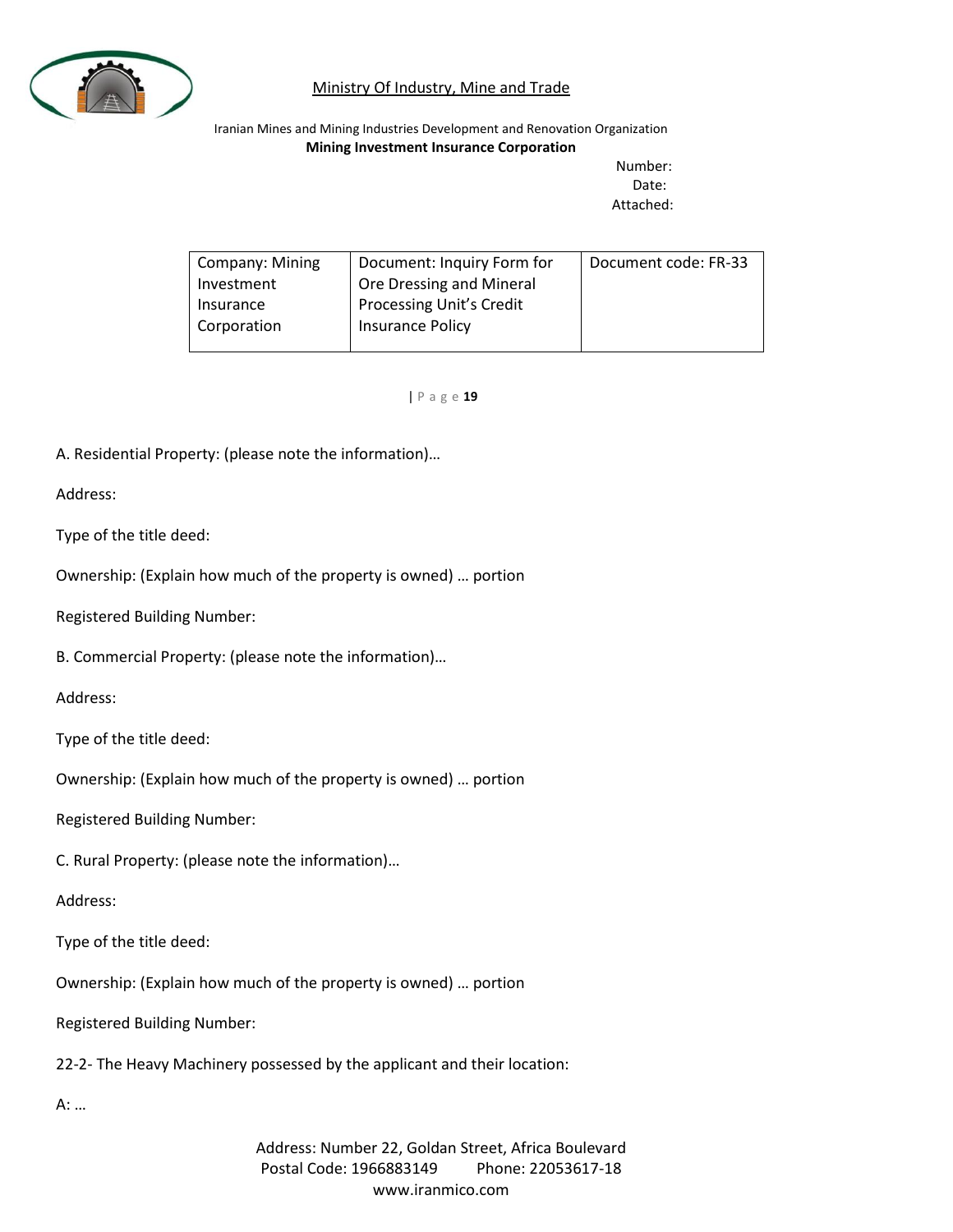A. Residential Property: (please note the information)…

Address:

Type of the title deed:

Ownership: (Explain how much of the property is owned) … portion

Registered Building Number:

B. Commercial Property: (please note the information)…

Address:

Type of the title deed:

Ownership: (Explain how much of the property is owned) … portion

Registered Building Number:

C. Rural Property: (please note the information)…

Address:

Type of the title deed:

Ownership: (Explain how much of the property is owned) … portion

Registered Building Number:

22-2- The Heavy Machinery possessed by the applicant and their location:

A: …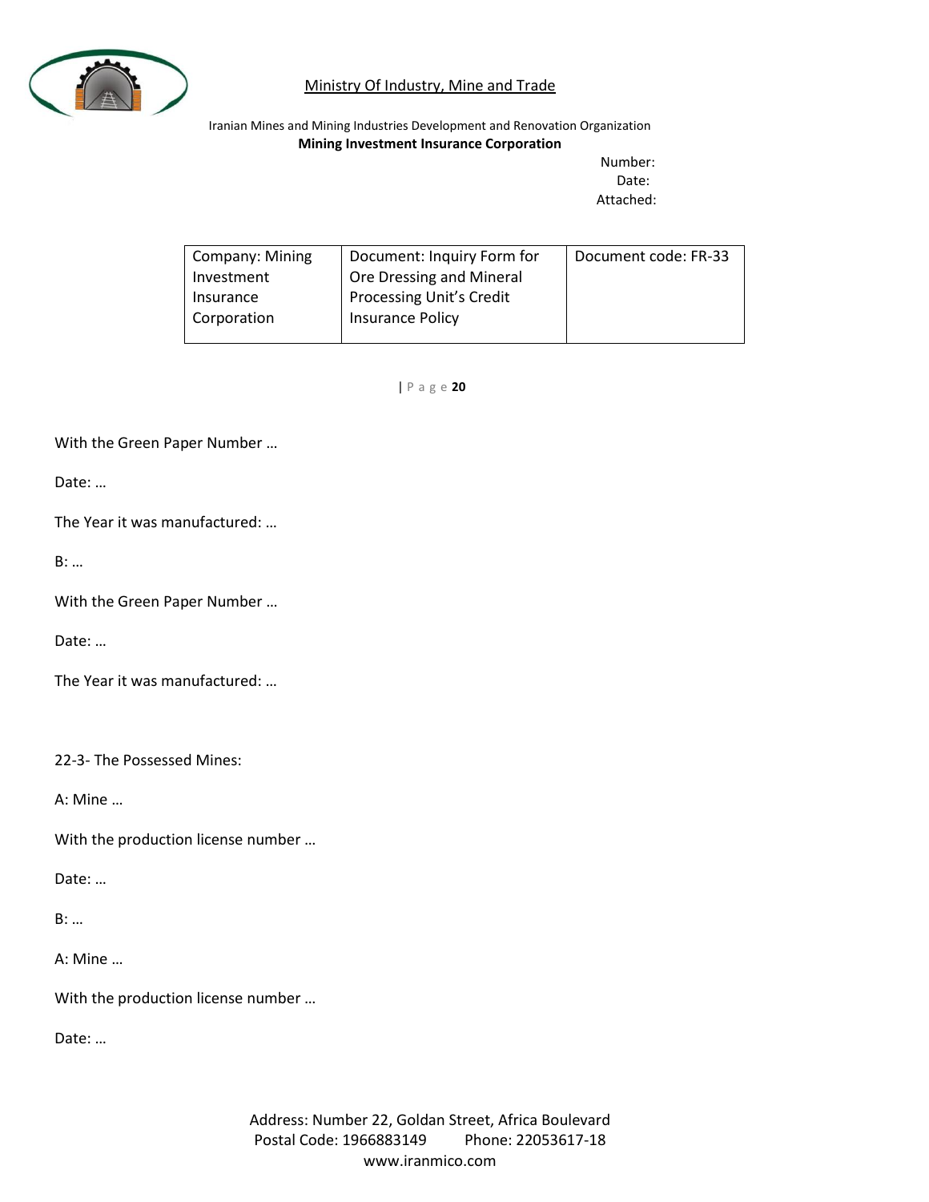With the Green Paper Number …

Date: …

The Year it was manufactured: …

B: …

With the Green Paper Number …

Date: …

The Year it was manufactured: …

22-3- The Possessed Mines:

A: Mine …

With the production license number …

Date: …

B: …

A: Mine …

With the production license number …

Date: …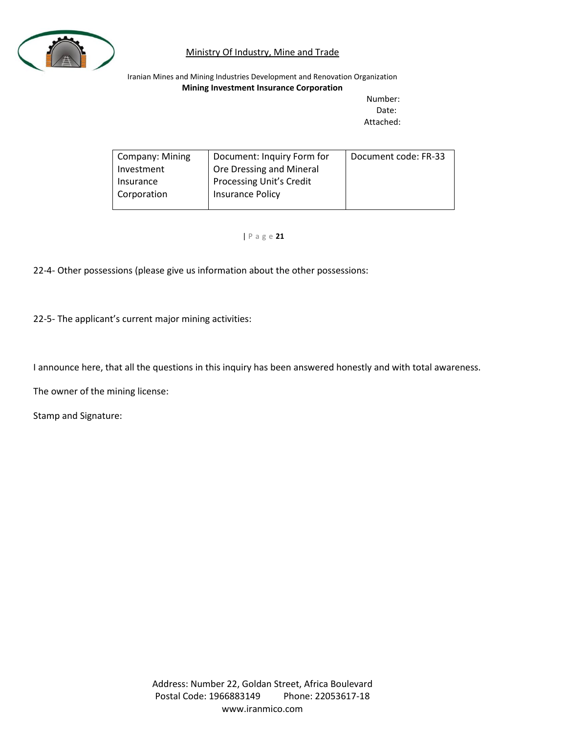22-4- Other possessions (please give us information about the other possessions:

22-5- The applicant's current major mining activities:

I announce here, that all the questions in this inquiry has been answered honestly and with total awareness.

The owner of the mining license:

Stamp and Signature: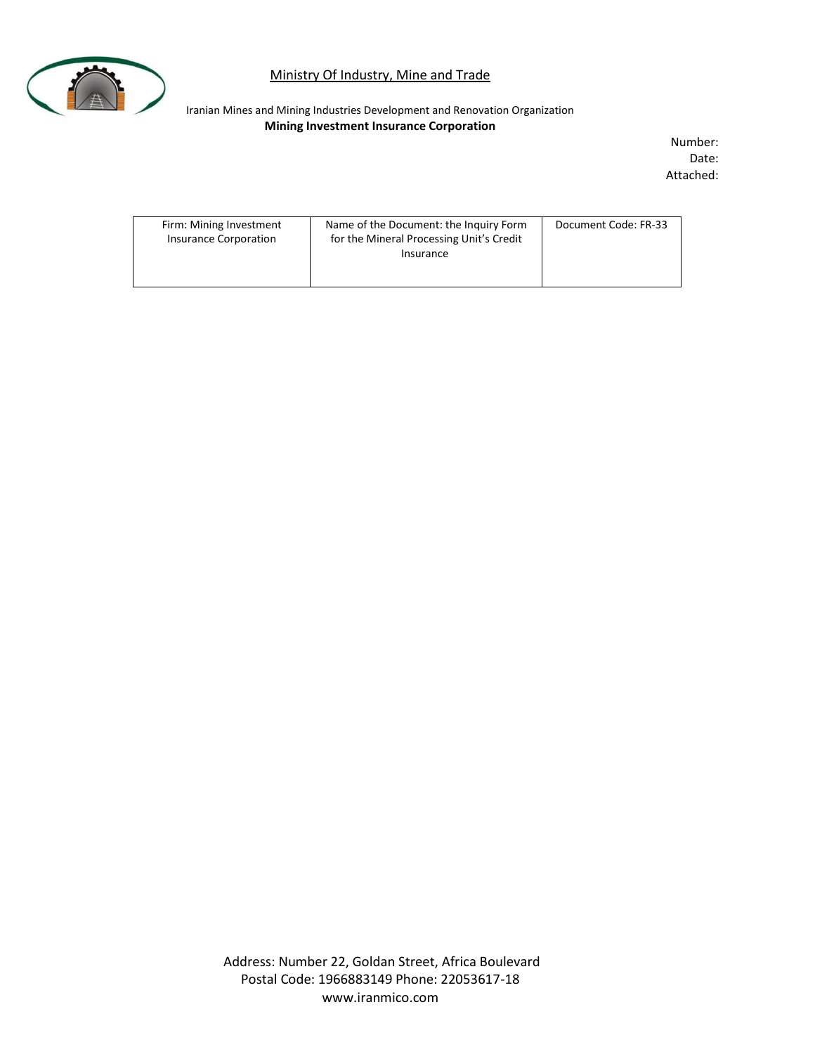Ministry Of Industry, Mine and Trade

Iranian Mines and Mining Industries Development and Renovation Organization

**Mining Investment Insurance Corporation**

Number:
Date:
Attached:

| | | |
|---|---|---|
| Firm: Mining Investment Insurance Corporation | Name of the Document: the Inquiry Form for the Mineral Processing Unit's Credit Insurance | Document Code: FR-33 |

Address: Number 22, Goldan Street, Africa Boulevard
Postal Code: 1966883149 Phone: 22053617-18
www.iranmico.com